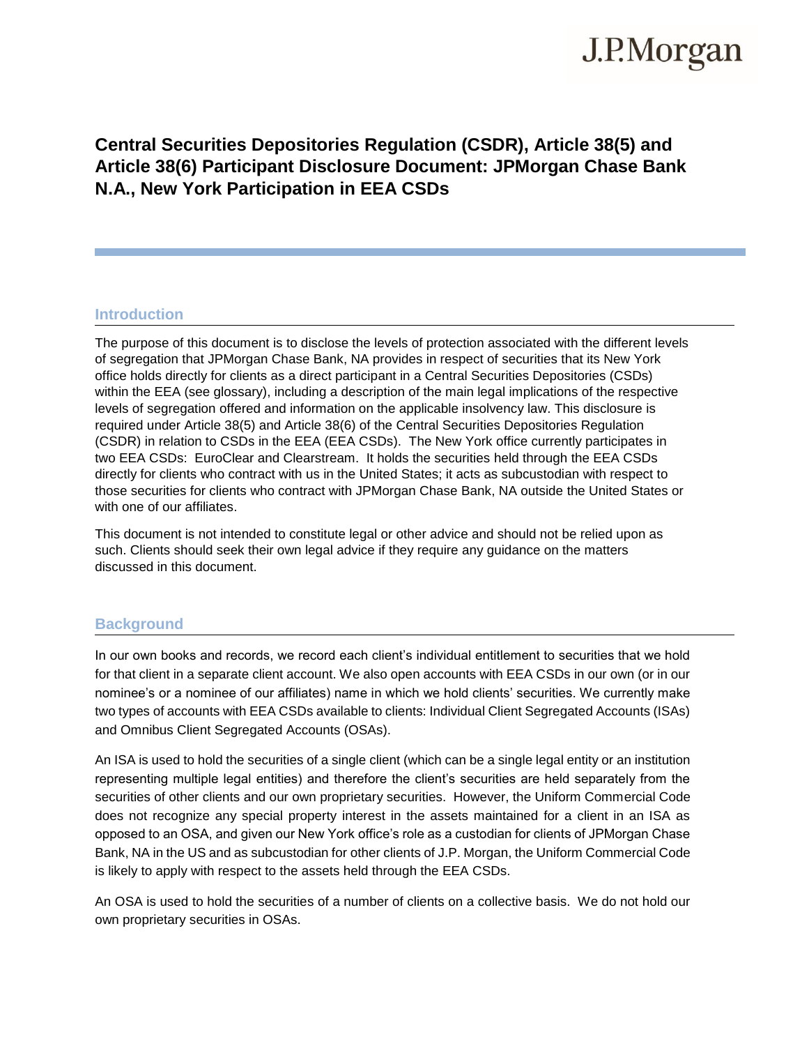# Central Securities Depositories Regulation (CSDR), Article 38(5) and Article 38(6) Participant Disclosure Document: JPMorgan Chase Bank N.A., New York Participation in EEA CSDs

## Introduction

The purpose of this document is to disclose the levels of protection associated with the different levels of segregation that JPMorgan Chase Bank, NA provides in respect of securities that its New York office holds directly for clients as a direct participant in a Central Securities Depositories (CSDs) within the EEA (see glossary), including a description of the main legal implications of the respective levels of segregation offered and information on the applicable insolvency law. This disclosure is required under Article 38(5) and Article 38(6) of the Central Securities Depositories Regulation (CSDR) in relation to CSDs in the EEA (EEA CSDs). The New York office currently participates in two EEA CSDs: EuroClear and Clearstream. It holds the securities held through the EEA CSDs directly for clients who contract with us in the United States; it acts as subcustodian with respect to those securities for clients who contract with JPMorgan Chase Bank, NA outside the United States or with one of our affiliates.

This document is not intended to constitute legal or other advice and should not be relied upon as such. Clients should seek their own legal advice if they require any guidance on the matters discussed in this document.

## Background

In our own books and records, we record each client's individual entitlement to securities that we hold for that client in a separate client account. We also open accounts with EEA CSDs in our own (or in our nominee's or a nominee of our affiliates) name in which we hold clients' securities. We currently make two types of accounts with EEA CSDs available to clients: Individual Client Segregated Accounts (ISAs) and Omnibus Client Segregated Accounts (OSAs).

An ISA is used to hold the securities of a single client (which can be a single legal entity or an institution representing multiple legal entities) and therefore the client's securities are held separately from the securities of other clients and our own proprietary securities. However, the Uniform Commercial Code does not recognize any special property interest in the assets maintained for a client in an ISA as opposed to an OSA, and given our New York office's role as a custodian for clients of JPMorgan Chase Bank, NA in the US and as subcustodian for other clients of J.P. Morgan, the Uniform Commercial Code is likely to apply with respect to the assets held through the EEA CSDs.

An OSA is used to hold the securities of a number of clients on a collective basis. We do not hold our own proprietary securities in OSAs.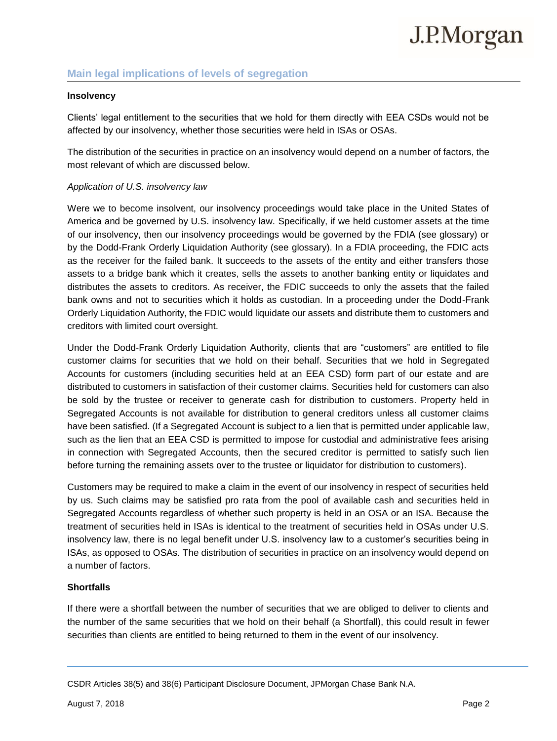## Main legal implications of levels of segregation

**Insolvency**

Clients' legal entitlement to the securities that we hold for them directly with EEA CSDs would not be affected by our insolvency, whether those securities were held in ISAs or OSAs.

The distribution of the securities in practice on an insolvency would depend on a number of factors, the most relevant of which are discussed below.

*Application of U.S. insolvency law*

Were we to become insolvent, our insolvency proceedings would take place in the United States of America and be governed by U.S. insolvency law. Specifically, if we held customer assets at the time of our insolvency, then our insolvency proceedings would be governed by the FDIA (see glossary) or by the Dodd-Frank Orderly Liquidation Authority (see glossary). In a FDIA proceeding, the FDIC acts as the receiver for the failed bank. It succeeds to the assets of the entity and either transfers those assets to a bridge bank which it creates, sells the assets to another banking entity or liquidates and distributes the assets to creditors. As receiver, the FDIC succeeds to only the assets that the failed bank owns and not to securities which it holds as custodian. In a proceeding under the Dodd-Frank Orderly Liquidation Authority, the FDIC would liquidate our assets and distribute them to customers and creditors with limited court oversight.

Under the Dodd-Frank Orderly Liquidation Authority, clients that are "customers" are entitled to file customer claims for securities that we hold on their behalf. Securities that we hold in Segregated Accounts for customers (including securities held at an EEA CSD) form part of our estate and are distributed to customers in satisfaction of their customer claims. Securities held for customers can also be sold by the trustee or receiver to generate cash for distribution to customers. Property held in Segregated Accounts is not available for distribution to general creditors unless all customer claims have been satisfied. (If a Segregated Account is subject to a lien that is permitted under applicable law, such as the lien that an EEA CSD is permitted to impose for custodial and administrative fees arising in connection with Segregated Accounts, then the secured creditor is permitted to satisfy such lien before turning the remaining assets over to the trustee or liquidator for distribution to customers).

Customers may be required to make a claim in the event of our insolvency in respect of securities held by us. Such claims may be satisfied pro rata from the pool of available cash and securities held in Segregated Accounts regardless of whether such property is held in an OSA or an ISA. Because the treatment of securities held in ISAs is identical to the treatment of securities held in OSAs under U.S. insolvency law, there is no legal benefit under U.S. insolvency law to a customer's securities being in ISAs, as opposed to OSAs. The distribution of securities in practice on an insolvency would depend on a number of factors.

**Shortfalls**

If there were a shortfall between the number of securities that we are obliged to deliver to clients and the number of the same securities that we hold on their behalf (a Shortfall), this could result in fewer securities than clients are entitled to being returned to them in the event of our insolvency.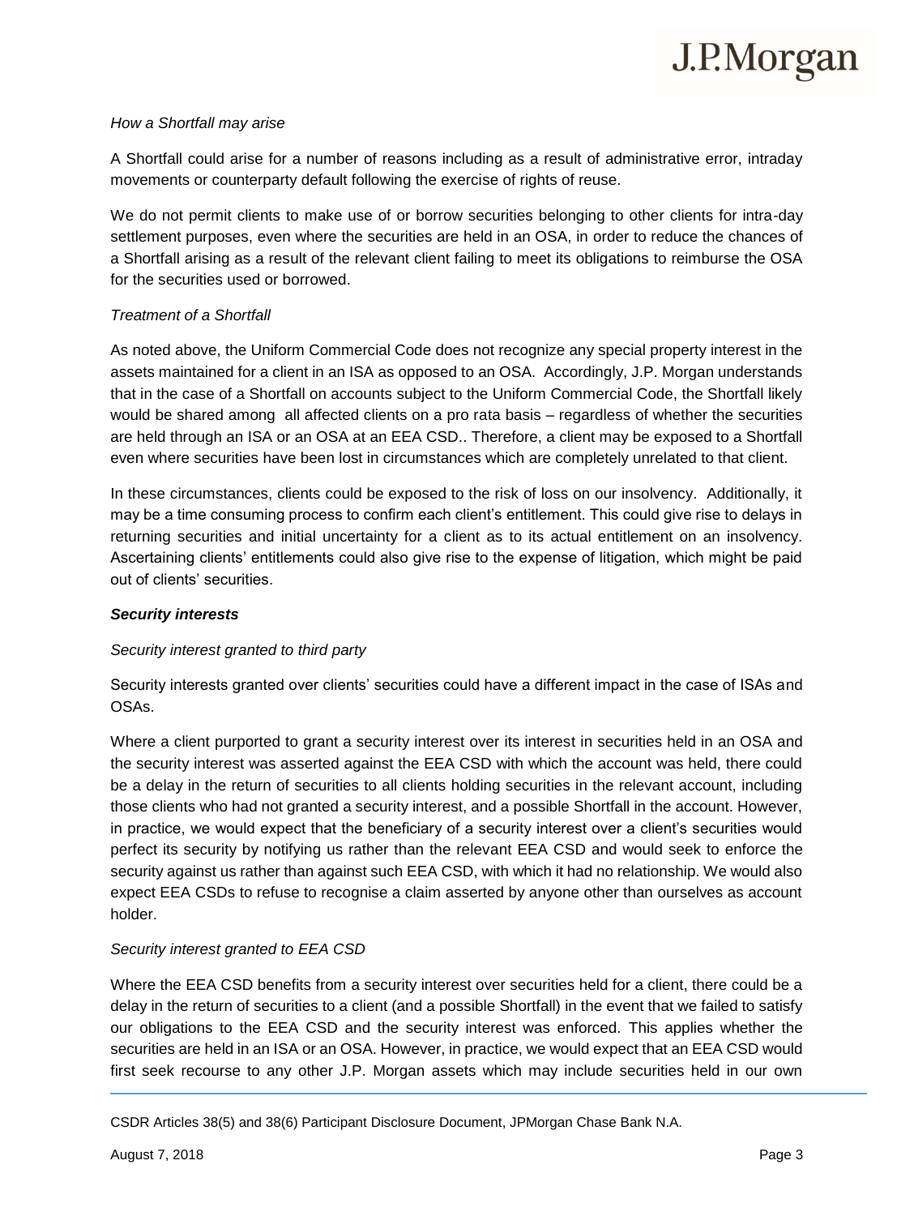*How a Shortfall may arise*

A Shortfall could arise for a number of reasons including as a result of administrative error, intraday movements or counterparty default following the exercise of rights of reuse.

We do not permit clients to make use of or borrow securities belonging to other clients for intra-day settlement purposes, even where the securities are held in an OSA, in order to reduce the chances of a Shortfall arising as a result of the relevant client failing to meet its obligations to reimburse the OSA for the securities used or borrowed.

*Treatment of a Shortfall*

As noted above, the Uniform Commercial Code does not recognize any special property interest in the assets maintained for a client in an ISA as opposed to an OSA. Accordingly, J.P. Morgan understands that in the case of a Shortfall on accounts subject to the Uniform Commercial Code, the Shortfall likely would be shared among all affected clients on a pro rata basis – regardless of whether the securities are held through an ISA or an OSA at an EEA CSD.. Therefore, a client may be exposed to a Shortfall even where securities have been lost in circumstances which are completely unrelated to that client.

In these circumstances, clients could be exposed to the risk of loss on our insolvency. Additionally, it may be a time consuming process to confirm each client's entitlement. This could give rise to delays in returning securities and initial uncertainty for a client as to its actual entitlement on an insolvency. Ascertaining clients' entitlements could also give rise to the expense of litigation, which might be paid out of clients' securities.

***Security interests***

*Security interest granted to third party*

Security interests granted over clients' securities could have a different impact in the case of ISAs and OSAs.

Where a client purported to grant a security interest over its interest in securities held in an OSA and the security interest was asserted against the EEA CSD with which the account was held, there could be a delay in the return of securities to all clients holding securities in the relevant account, including those clients who had not granted a security interest, and a possible Shortfall in the account. However, in practice, we would expect that the beneficiary of a security interest over a client's securities would perfect its security by notifying us rather than the relevant EEA CSD and would seek to enforce the security against us rather than against such EEA CSD, with which it had no relationship. We would also expect EEA CSDs to refuse to recognise a claim asserted by anyone other than ourselves as account holder.

*Security interest granted to EEA CSD*

Where the EEA CSD benefits from a security interest over securities held for a client, there could be a delay in the return of securities to a client (and a possible Shortfall) in the event that we failed to satisfy our obligations to the EEA CSD and the security interest was enforced. This applies whether the securities are held in an ISA or an OSA. However, in practice, we would expect that an EEA CSD would first seek recourse to any other J.P. Morgan assets which may include securities held in our own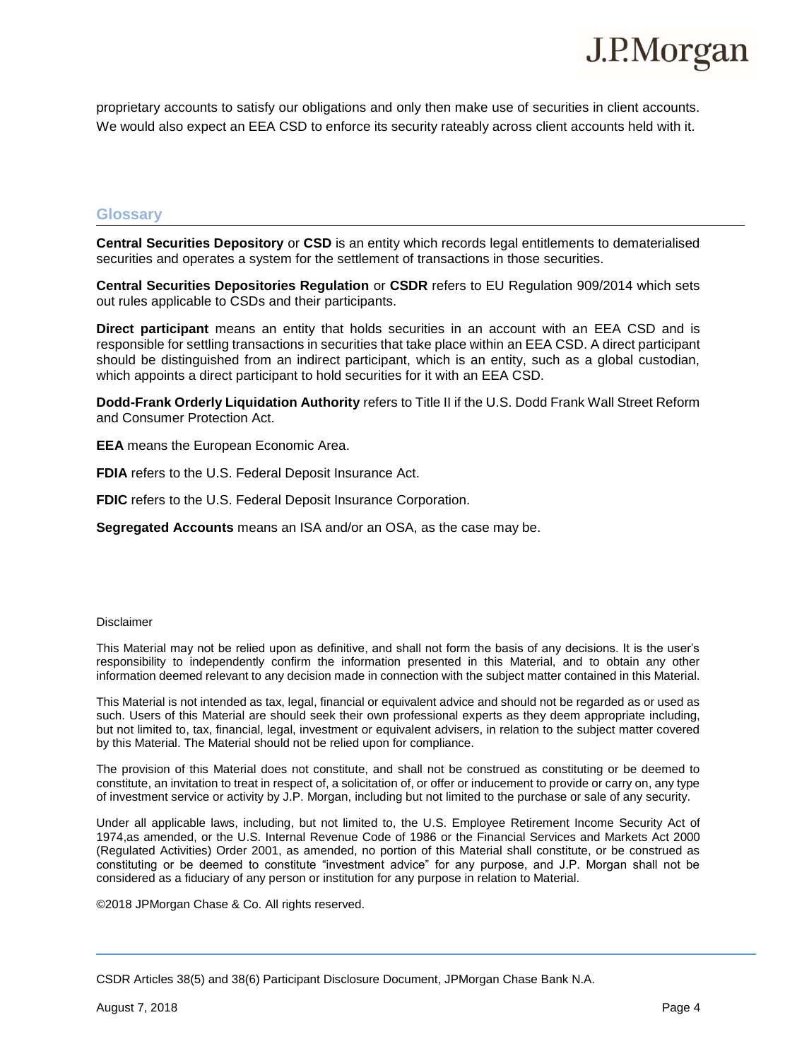proprietary accounts to satisfy our obligations and only then make use of securities in client accounts. We would also expect an EEA CSD to enforce its security rateably across client accounts held with it.

## Glossary

**Central Securities Depository** or **CSD** is an entity which records legal entitlements to dematerialised securities and operates a system for the settlement of transactions in those securities.

**Central Securities Depositories Regulation** or **CSDR** refers to EU Regulation 909/2014 which sets out rules applicable to CSDs and their participants.

**Direct participant** means an entity that holds securities in an account with an EEA CSD and is responsible for settling transactions in securities that take place within an EEA CSD. A direct participant should be distinguished from an indirect participant, which is an entity, such as a global custodian, which appoints a direct participant to hold securities for it with an EEA CSD.

**Dodd-Frank Orderly Liquidation Authority** refers to Title II if the U.S. Dodd Frank Wall Street Reform and Consumer Protection Act.

**EEA** means the European Economic Area.

**FDIA** refers to the U.S. Federal Deposit Insurance Act.

**FDIC** refers to the U.S. Federal Deposit Insurance Corporation.

**Segregated Accounts** means an ISA and/or an OSA, as the case may be.

Disclaimer

This Material may not be relied upon as definitive, and shall not form the basis of any decisions. It is the user's responsibility to independently confirm the information presented in this Material, and to obtain any other information deemed relevant to any decision made in connection with the subject matter contained in this Material.

This Material is not intended as tax, legal, financial or equivalent advice and should not be regarded as or used as such. Users of this Material are should seek their own professional experts as they deem appropriate including, but not limited to, tax, financial, legal, investment or equivalent advisers, in relation to the subject matter covered by this Material. The Material should not be relied upon for compliance.

The provision of this Material does not constitute, and shall not be construed as constituting or be deemed to constitute, an invitation to treat in respect of, a solicitation of, or offer or inducement to provide or carry on, any type of investment service or activity by J.P. Morgan, including but not limited to the purchase or sale of any security.

Under all applicable laws, including, but not limited to, the U.S. Employee Retirement Income Security Act of 1974,as amended, or the U.S. Internal Revenue Code of 1986 or the Financial Services and Markets Act 2000 (Regulated Activities) Order 2001, as amended, no portion of this Material shall constitute, or be construed as constituting or be deemed to constitute "investment advice" for any purpose, and J.P. Morgan shall not be considered as a fiduciary of any person or institution for any purpose in relation to Material.

©2018 JPMorgan Chase & Co. All rights reserved.